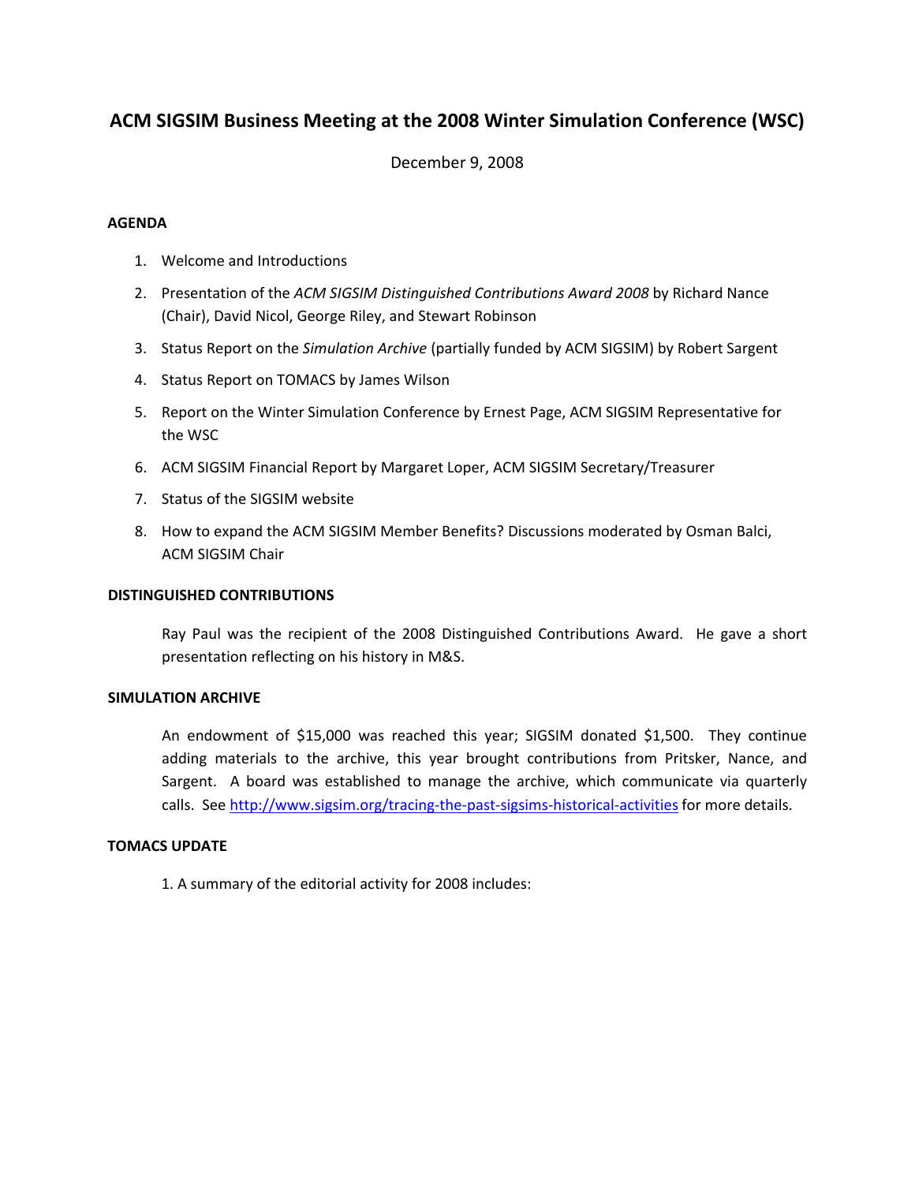# ACM SIGSIM Business Meeting at the 2008 Winter Simulation Conference (WSC)

December 9, 2008

**AGENDA**

1. Welcome and Introductions
2. Presentation of the *ACM SIGSIM Distinguished Contributions Award 2008* by Richard Nance (Chair), David Nicol, George Riley, and Stewart Robinson
3. Status Report on the *Simulation Archive* (partially funded by ACM SIGSIM) by Robert Sargent
4. Status Report on TOMACS by James Wilson
5. Report on the Winter Simulation Conference by Ernest Page, ACM SIGSIM Representative for the WSC
6. ACM SIGSIM Financial Report by Margaret Loper, ACM SIGSIM Secretary/Treasurer
7. Status of the SIGSIM website
8. How to expand the ACM SIGSIM Member Benefits? Discussions moderated by Osman Balci, ACM SIGSIM Chair

**DISTINGUISHED CONTRIBUTIONS**

Ray Paul was the recipient of the 2008 Distinguished Contributions Award. He gave a short presentation reflecting on his history in M&S.

**SIMULATION ARCHIVE**

An endowment of $15,000 was reached this year; SIGSIM donated $1,500. They continue adding materials to the archive, this year brought contributions from Pritsker, Nance, and Sargent. A board was established to manage the archive, which communicate via quarterly calls. See http://www.sigsim.org/tracing-the-past-sigsims-historical-activities for more details.

**TOMACS UPDATE**

1. A summary of the editorial activity for 2008 includes: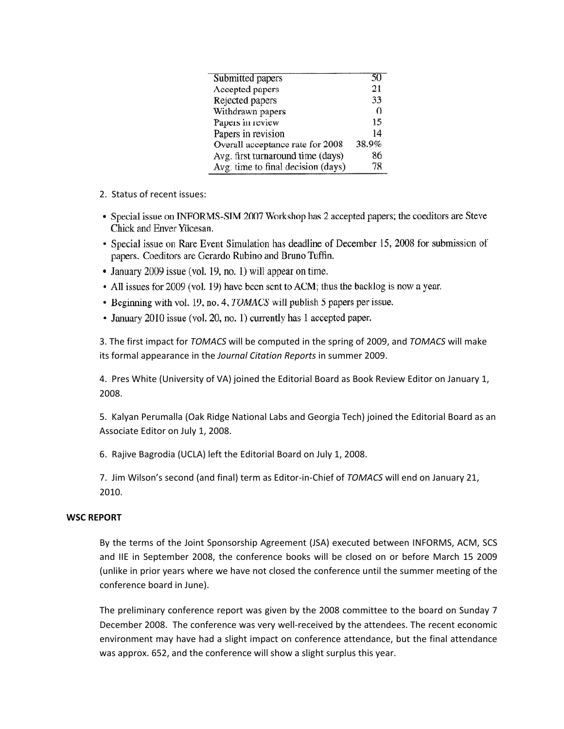| | |
|---|---|
| Submitted papers | 50 |
| Accepted papers | 21 |
| Rejected papers | 33 |
| Withdrawn papers | 0 |
| Papers in review | 15 |
| Papers in revision | 14 |
| Overall acceptance rate for 2008 | 38.9% |
| Avg. first turnaround time (days) | 86 |
| Avg. time to final decision (days) | 78 |

2. Status of recent issues:

- Special issue on INFORMS-SIM 2007 Workshop has 2 accepted papers; the coeditors are Steve Chick and Enver Yücesan.
- Special issue on Rare Event Simulation has deadline of December 15, 2008 for submission of papers. Coeditors are Gerardo Rubino and Bruno Tuffin.
- January 2009 issue (vol. 19, no. 1) will appear on time.
- All issues for 2009 (vol. 19) have been sent to ACM; thus the backlog is now a year.
- Beginning with vol. 19, no. 4, *TOMACS* will publish 5 papers per issue.
- January 2010 issue (vol. 20, no. 1) currently has 1 accepted paper.

3. The first impact for *TOMACS* will be computed in the spring of 2009, and *TOMACS* will make its formal appearance in the *Journal Citation Reports* in summer 2009.

4. Pres White (University of VA) joined the Editorial Board as Book Review Editor on January 1, 2008.

5. Kalyan Perumalla (Oak Ridge National Labs and Georgia Tech) joined the Editorial Board as an Associate Editor on July 1, 2008.

6. Rajive Bagrodia (UCLA) left the Editorial Board on July 1, 2008.

7. Jim Wilson's second (and final) term as Editor-in-Chief of *TOMACS* will end on January 21, 2010.

**WSC REPORT**

By the terms of the Joint Sponsorship Agreement (JSA) executed between INFORMS, ACM, SCS and IIE in September 2008, the conference books will be closed on or before March 15 2009 (unlike in prior years where we have not closed the conference until the summer meeting of the conference board in June).

The preliminary conference report was given by the 2008 committee to the board on Sunday 7 December 2008. The conference was very well-received by the attendees. The recent economic environment may have had a slight impact on conference attendance, but the final attendance was approx. 652, and the conference will show a slight surplus this year.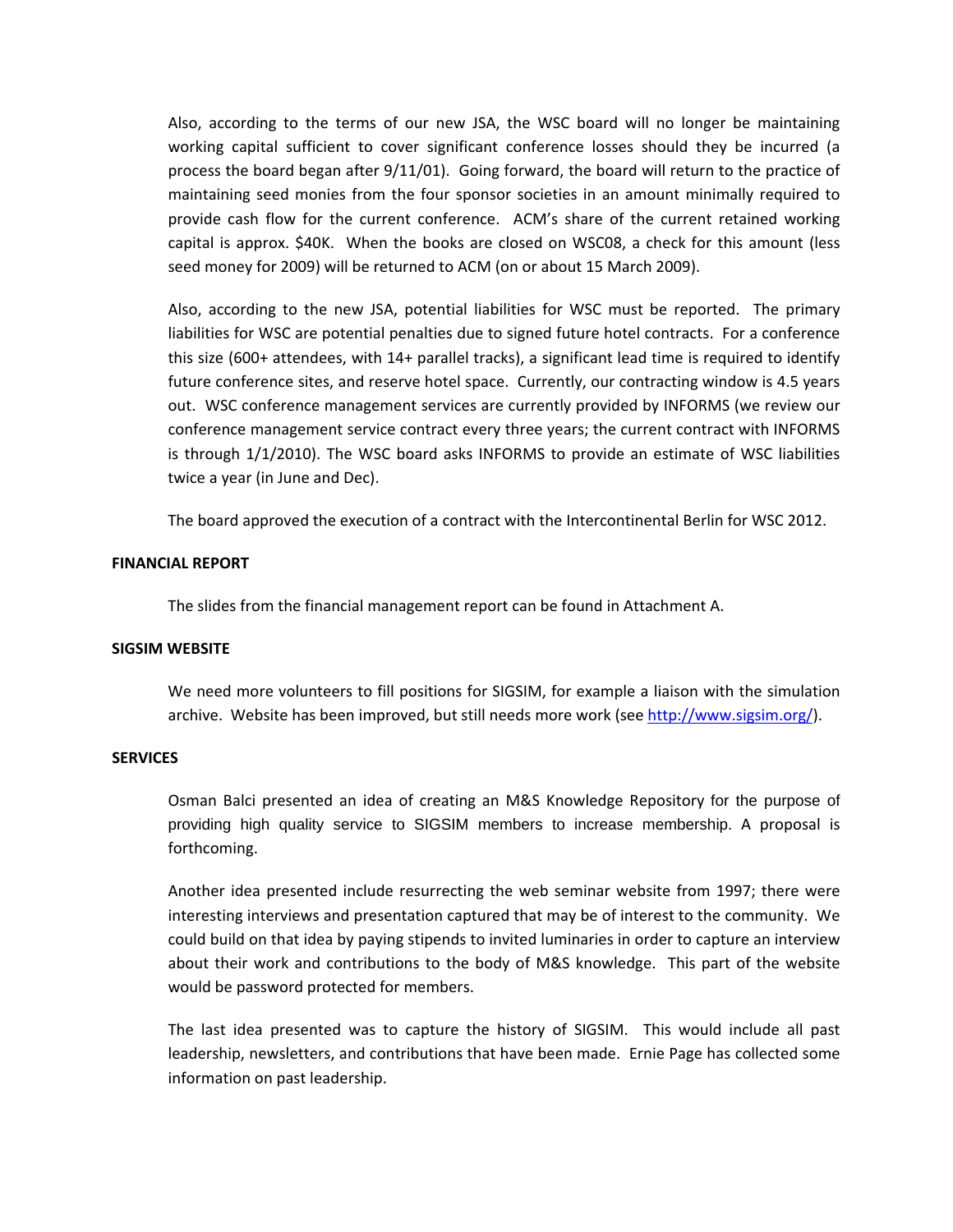Also, according to the terms of our new JSA, the WSC board will no longer be maintaining working capital sufficient to cover significant conference losses should they be incurred (a process the board began after 9/11/01). Going forward, the board will return to the practice of maintaining seed monies from the four sponsor societies in an amount minimally required to provide cash flow for the current conference. ACM's share of the current retained working capital is approx. $40K. When the books are closed on WSC08, a check for this amount (less seed money for 2009) will be returned to ACM (on or about 15 March 2009).

Also, according to the new JSA, potential liabilities for WSC must be reported. The primary liabilities for WSC are potential penalties due to signed future hotel contracts. For a conference this size (600+ attendees, with 14+ parallel tracks), a significant lead time is required to identify future conference sites, and reserve hotel space. Currently, our contracting window is 4.5 years out. WSC conference management services are currently provided by INFORMS (we review our conference management service contract every three years; the current contract with INFORMS is through 1/1/2010). The WSC board asks INFORMS to provide an estimate of WSC liabilities twice a year (in June and Dec).

The board approved the execution of a contract with the Intercontinental Berlin for WSC 2012.

**FINANCIAL REPORT**

The slides from the financial management report can be found in Attachment A.

**SIGSIM WEBSITE**

We need more volunteers to fill positions for SIGSIM, for example a liaison with the simulation archive. Website has been improved, but still needs more work (see http://www.sigsim.org/).

**SERVICES**

Osman Balci presented an idea of creating an M&S Knowledge Repository for the purpose of providing high quality service to SIGSIM members to increase membership. A proposal is forthcoming.

Another idea presented include resurrecting the web seminar website from 1997; there were interesting interviews and presentation captured that may be of interest to the community. We could build on that idea by paying stipends to invited luminaries in order to capture an interview about their work and contributions to the body of M&S knowledge. This part of the website would be password protected for members.

The last idea presented was to capture the history of SIGSIM. This would include all past leadership, newsletters, and contributions that have been made. Ernie Page has collected some information on past leadership.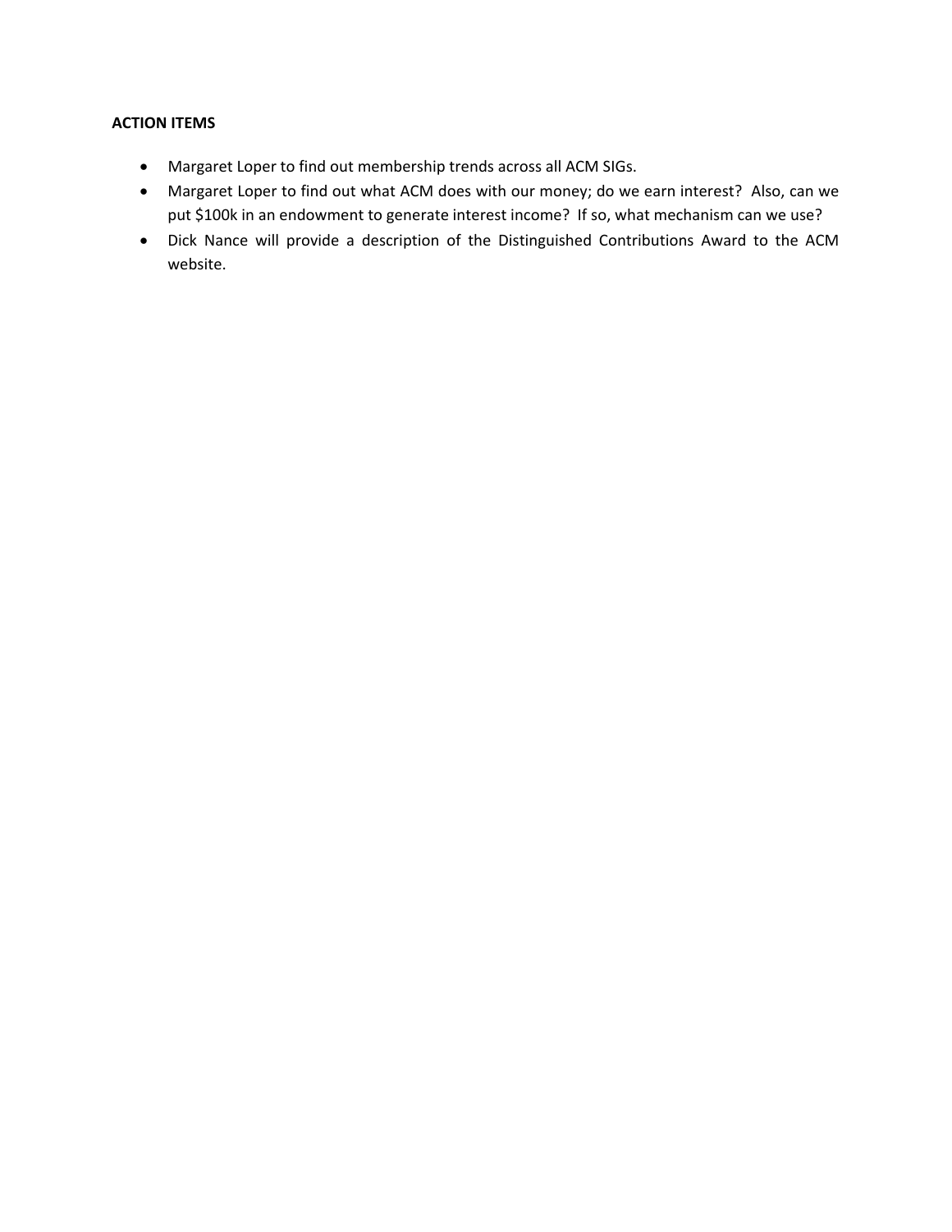**ACTION ITEMS**

- Margaret Loper to find out membership trends across all ACM SIGs.
- Margaret Loper to find out what ACM does with our money; do we earn interest? Also, can we put $100k in an endowment to generate interest income? If so, what mechanism can we use?
- Dick Nance will provide a description of the Distinguished Contributions Award to the ACM website.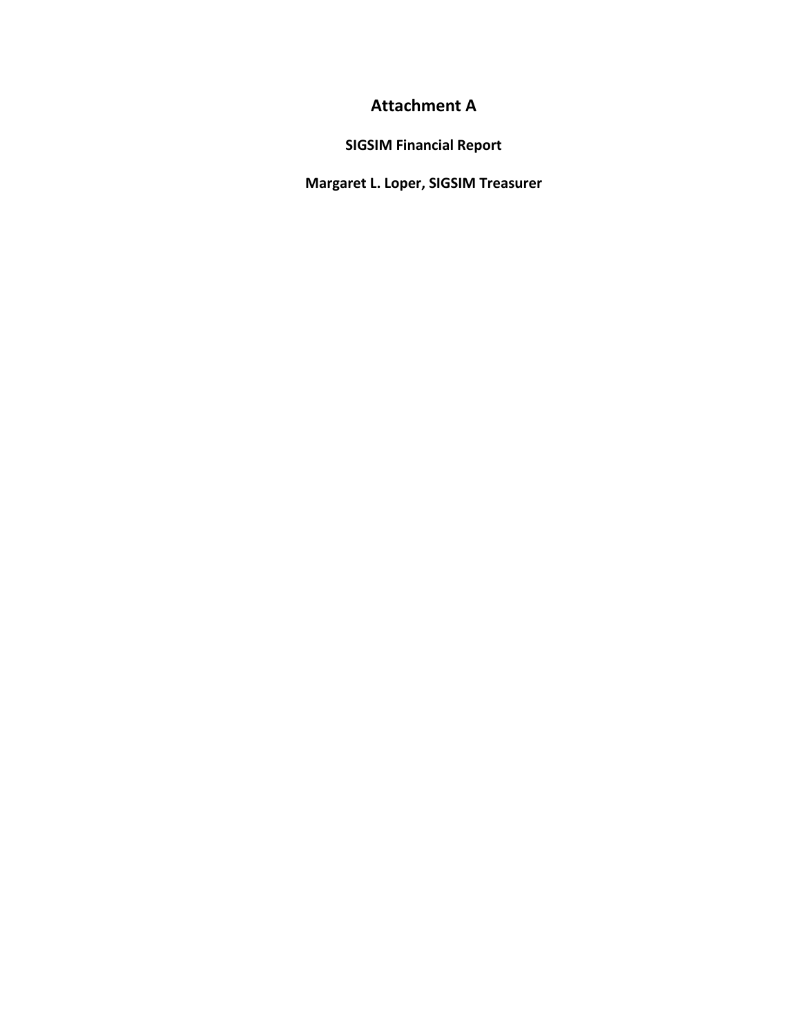# Attachment A

## SIGSIM Financial Report

## Margaret L. Loper, SIGSIM Treasurer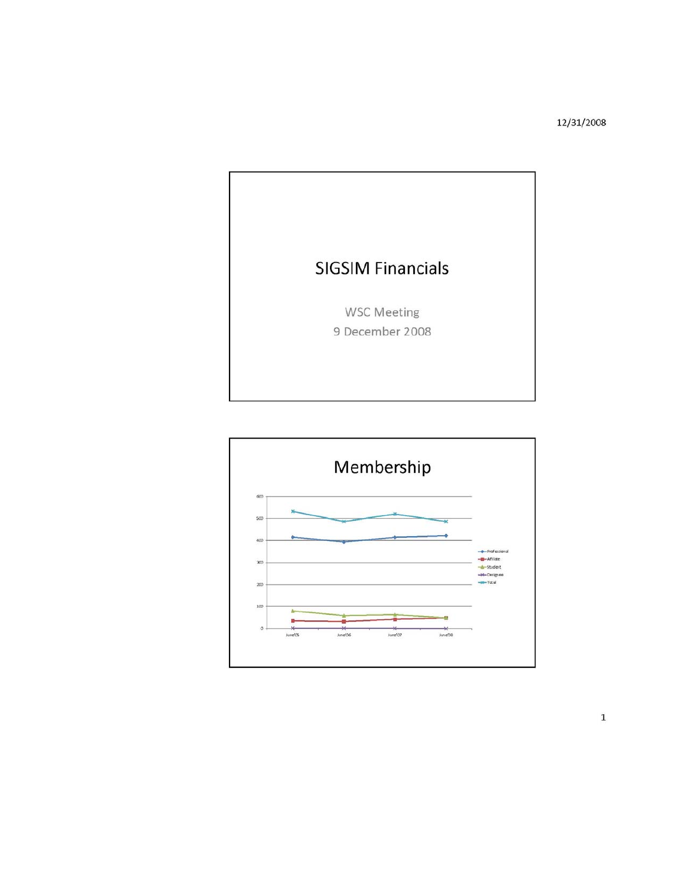# SIGSIM Financials

WSC Meeting

9 December 2008

## Membership

600
500
400
300
200
100
0

June'05
June'06
June'07
June'08

Professional
Affiliate
Student
Designee
Total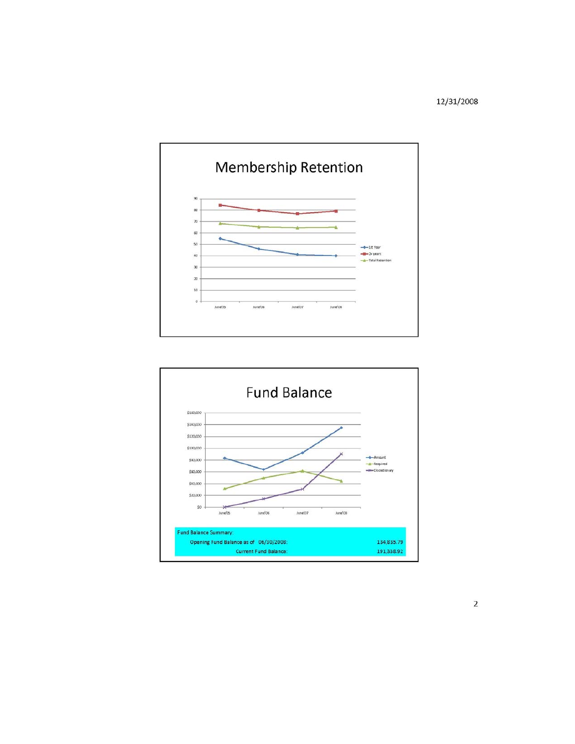12/31/2008

# Membership Retention

90
80
70
60
50
40
30
20
10
0

June'05
June'06
June'07
June'08

1st Year
2+ years
Total Retention

# Fund Balance

$160,000
$140,000
$120,000
$100,000
$80,000
$60,000
$40,000
$20,000
$0

June'05
June'06
June'07
June'08

Amount
Required
Discretionary

| | |
|---|---|
| Fund Balance Summary: | |
| Opening Fund Balance as of 06/30/2008: | 134,835.79 |
| Current Fund Balance: | 191,338.92 |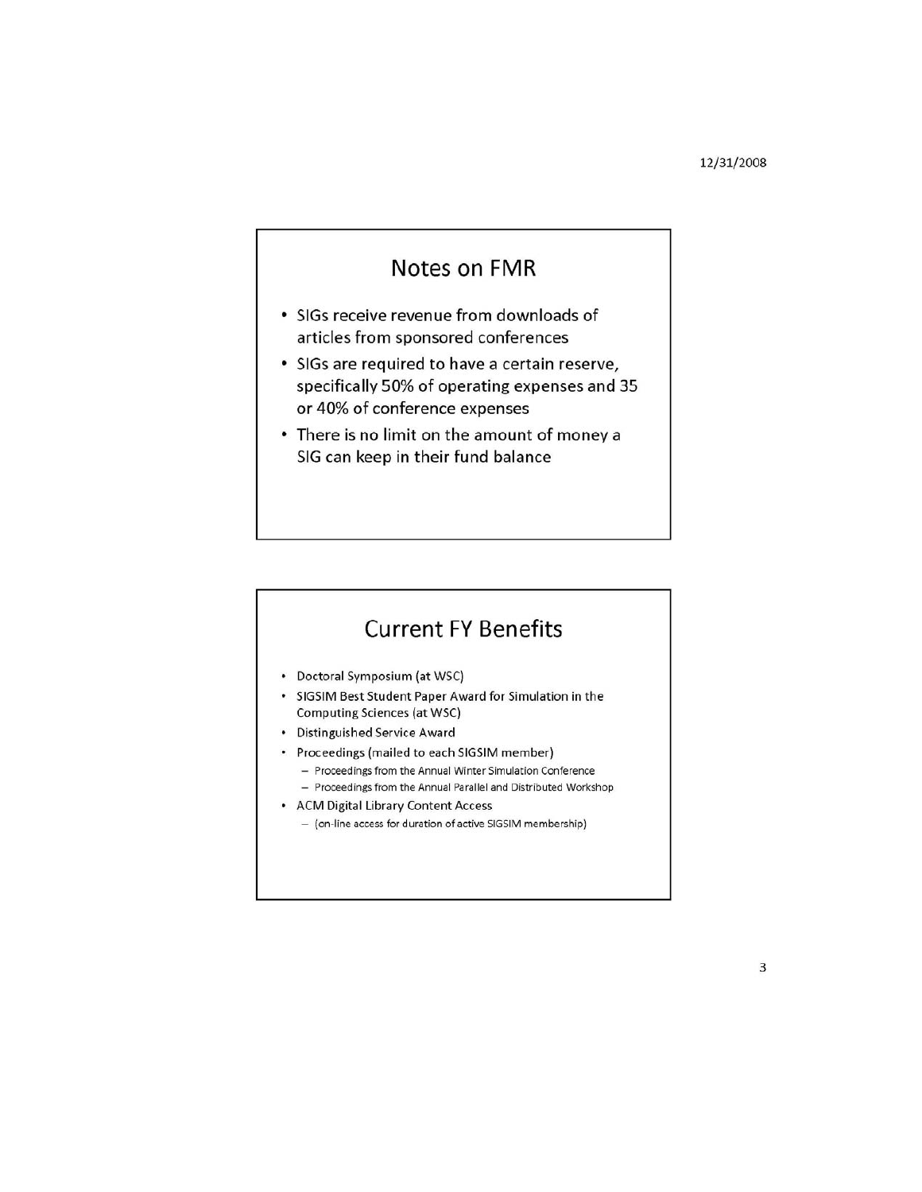## Notes on FMR

- SIGs receive revenue from downloads of articles from sponsored conferences
- SIGs are required to have a certain reserve, specifically 50% of operating expenses and 35 or 40% of conference expenses
- There is no limit on the amount of money a SIG can keep in their fund balance

## Current FY Benefits

- Doctoral Symposium (at WSC)
- SIGSIM Best Student Paper Award for Simulation in the Computing Sciences (at WSC)
- Distinguished Service Award
- Proceedings (mailed to each SIGSIM member)
  - Proceedings from the Annual Winter Simulation Conference
  - Proceedings from the Annual Parallel and Distributed Workshop
- ACM Digital Library Content Access
  - (on-line access for duration of active SIGSIM membership)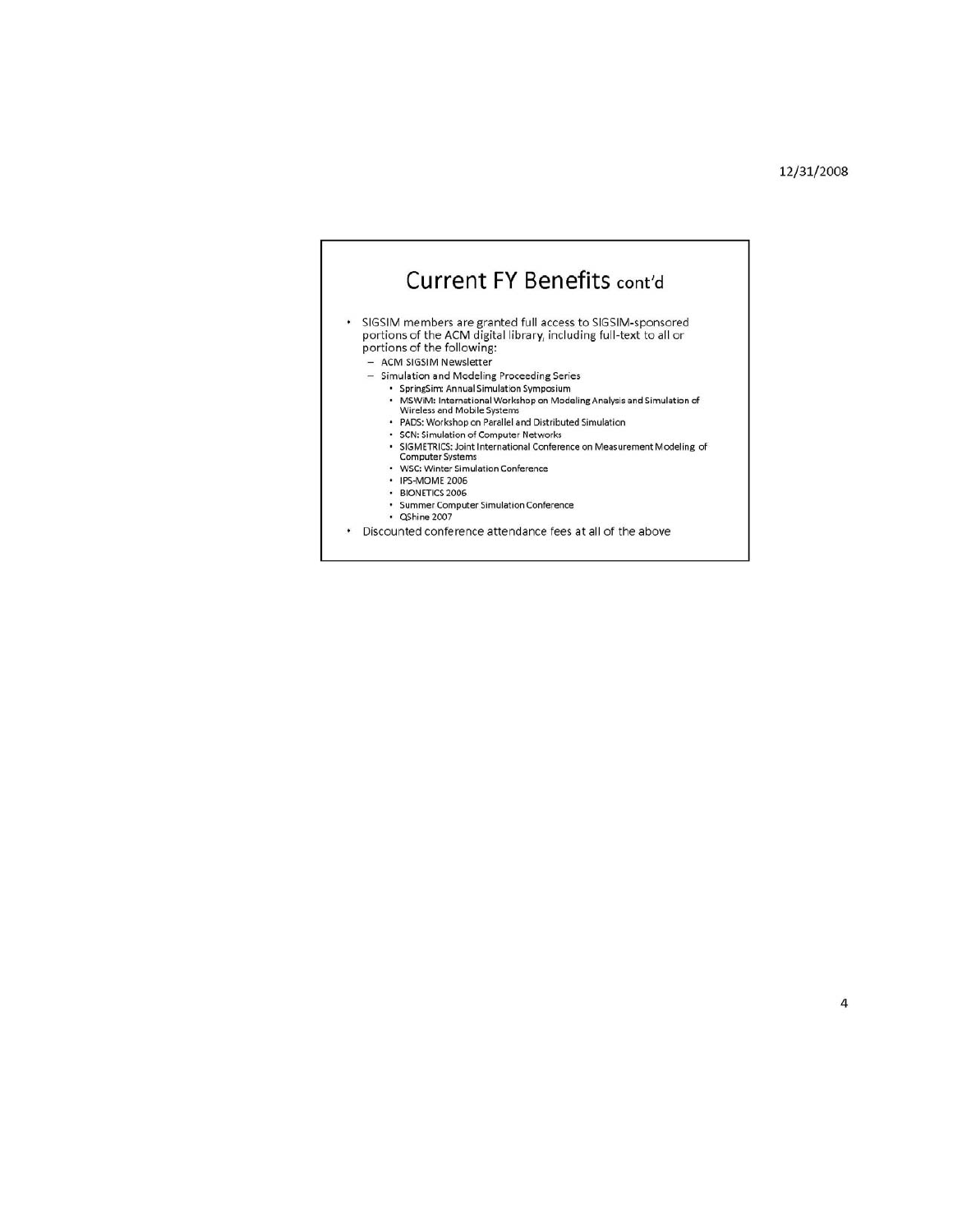# Current FY Benefits cont'd

- SIGSIM members are granted full access to SIGSIM-sponsored portions of the ACM digital library, including full-text to all or portions of the following:
  - ACM SIGSIM Newsletter
  - Simulation and Modeling Proceeding Series
    - SpringSim: Annual Simulation Symposium
    - MSWiM: International Workshop on Modeling Analysis and Simulation of Wireless and Mobile Systems
    - PADS: Workshop on Parallel and Distributed Simulation
    - SCN: Simulation of Computer Networks
    - SIGMETRICS: Joint International Conference on Measurement Modeling of Computer Systems
    - WSC: Winter Simulation Conference
    - IPS-MOME 2006
    - BIONETICS 2006
    - Summer Computer Simulation Conference
    - QShine 2007
- Discounted conference attendance fees at all of the above